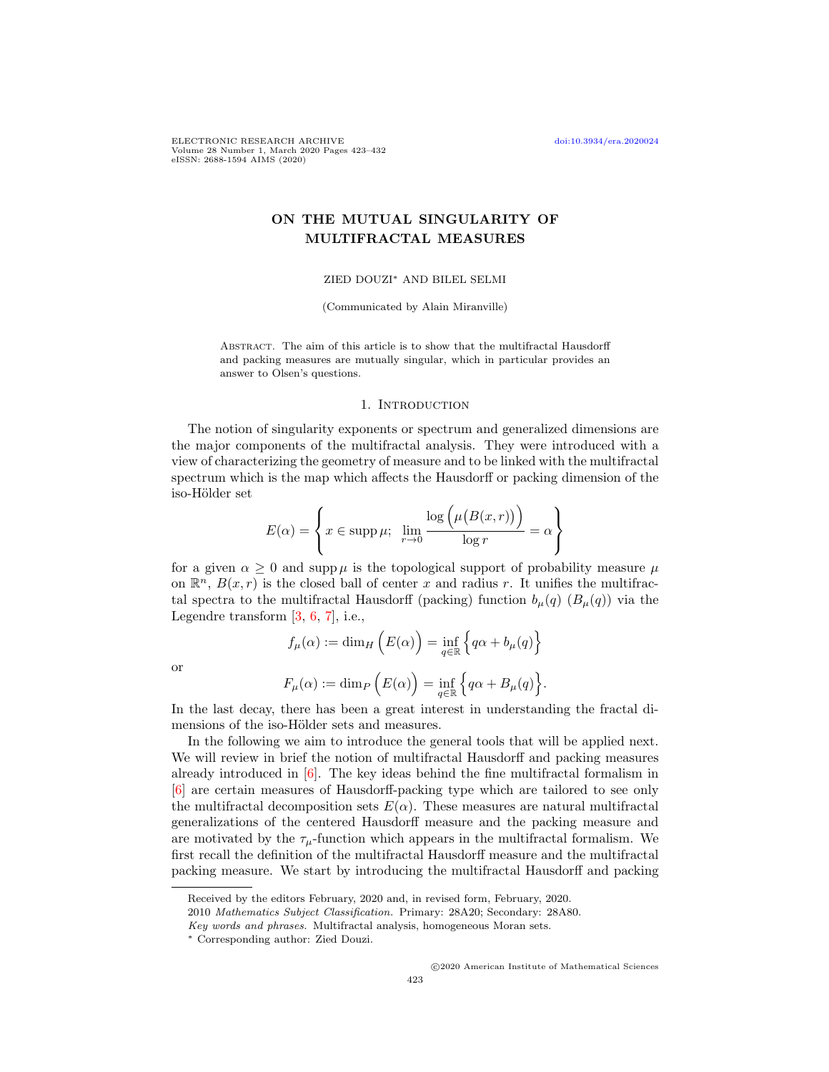# ON THE MUTUAL SINGULARITY OF MULTIFRACTAL MEASURES

ZIED DOUZI* AND BILEL SELMI

(Communicated by Alain Miranville)

Abstract. The aim of this article is to show that the multifractal Hausdorff and packing measures are mutually singular, which in particular provides an answer to Olsen's questions.

## 1. Introduction

The notion of singularity exponents or spectrum and generalized dimensions are the major components of the multifractal analysis. They were introduced with a view of characterizing the geometry of measure and to be linked with the multifractal spectrum which is the map which affects the Hausdorff or packing dimension of the iso-Hölder set

$$E(\alpha) = \left\{ x \in \operatorname{supp}\mu;\ \lim_{r\to 0} \frac{\log\Big(\mu\big(B(x,r)\big)\Big)}{\log r} = \alpha \right\}$$

for a given $\alpha \geq 0$ and $\operatorname{supp}\mu$ is the topological support of probability measure $\mu$ on $\mathbb{R}^n$, $B(x,r)$ is the closed ball of center $x$ and radius $r$. It unifies the multifractal spectra to the multifractal Hausdorff (packing) function $b_\mu(q)$ ($B_\mu(q)$) via the Legendre transform [3, 6, 7], i.e.,

$$f_\mu(\alpha) := \dim_H\Big(E(\alpha)\Big) = \inf_{q\in\mathbb{R}} \Big\{ q\alpha + b_\mu(q) \Big\}$$

or

$$F_\mu(\alpha) := \dim_P\Big(E(\alpha)\Big) = \inf_{q\in\mathbb{R}} \Big\{ q\alpha + B_\mu(q) \Big\}.$$

In the last decay, there has been a great interest in understanding the fractal dimensions of the iso-Hölder sets and measures.

In the following we aim to introduce the general tools that will be applied next. We will review in brief the notion of multifractal Hausdorff and packing measures already introduced in [6]. The key ideas behind the fine multifractal formalism in [6] are certain measures of Hausdorff-packing type which are tailored to see only the multifractal decomposition sets $E(\alpha)$. These measures are natural multifractal generalizations of the centered Hausdorff measure and the packing measure and are motivated by the $\tau_\mu$-function which appears in the multifractal formalism. We first recall the definition of the multifractal Hausdorff measure and the multifractal packing measure. We start by introducing the multifractal Hausdorff and packing

---

Received by the editors February, 2020 and, in revised form, February, 2020.

2010 *Mathematics Subject Classification.* Primary: 28A20; Secondary: 28A80.

*Key words and phrases.* Multifractal analysis, homogeneous Moran sets.

* Corresponding author: Zied Douzi.

©2020 American Institute of Mathematical Sciences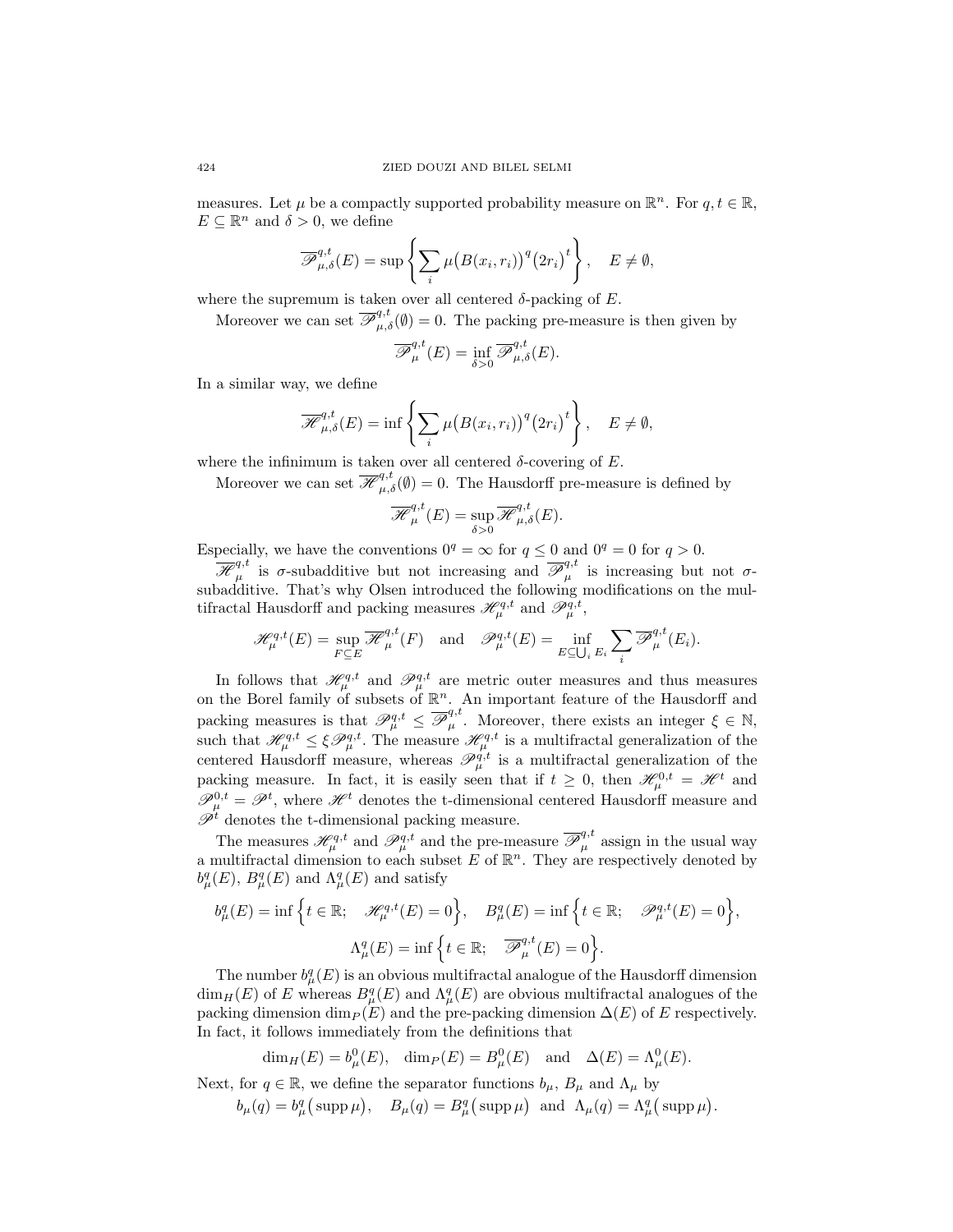measures. Let $\mu$ be a compactly supported probability measure on $\mathbb{R}^n$. For $q, t \in \mathbb{R}$, $E \subseteq \mathbb{R}^n$ and $\delta > 0$, we define

$$\overline{\mathscr{P}}^{q,t}_{\mu,\delta}(E) = \sup \left\{ \sum_i \mu\big(B(x_i, r_i)\big)^q \big(2r_i\big)^t \right\}, \quad E \neq \emptyset,$$

where the supremum is taken over all centered $\delta$-packing of $E$.

Moreover we can set $\overline{\mathscr{P}}^{q,t}_{\mu,\delta}(\emptyset) = 0$. The packing pre-measure is then given by

$$\overline{\mathscr{P}}^{q,t}_{\mu}(E) = \inf_{\delta > 0} \overline{\mathscr{P}}^{q,t}_{\mu,\delta}(E).$$

In a similar way, we define

$$\overline{\mathscr{H}}^{q,t}_{\mu,\delta}(E) = \inf \left\{ \sum_i \mu\big(B(x_i, r_i)\big)^q \big(2r_i\big)^t \right\}, \quad E \neq \emptyset,$$

where the infinimum is taken over all centered $\delta$-covering of $E$.

Moreover we can set $\overline{\mathscr{H}}^{q,t}_{\mu,\delta}(\emptyset) = 0$. The Hausdorff pre-measure is defined by

$$\overline{\mathscr{H}}^{q,t}_{\mu}(E) = \sup_{\delta > 0} \overline{\mathscr{H}}^{q,t}_{\mu,\delta}(E).$$

Especially, we have the conventions $0^q = \infty$ for $q \leq 0$ and $0^q = 0$ for $q > 0$.

$\overline{\mathscr{H}}^{q,t}_{\mu}$ is $\sigma$-subadditive but not increasing and $\overline{\mathscr{P}}^{q,t}_{\mu}$ is increasing but not $\sigma$-subadditive. That's why Olsen introduced the following modifications on the multifractal Hausdorff and packing measures $\mathscr{H}^{q,t}_{\mu}$ and $\mathscr{P}^{q,t}_{\mu}$,

$$\mathscr{H}^{q,t}_{\mu}(E) = \sup_{F \subseteq E} \overline{\mathscr{H}}^{q,t}_{\mu}(F) \quad \text{and} \quad \mathscr{P}^{q,t}_{\mu}(E) = \inf_{E \subseteq \bigcup_i E_i} \sum_i \overline{\mathscr{P}}^{q,t}_{\mu}(E_i).$$

In follows that $\mathscr{H}^{q,t}_{\mu}$ and $\mathscr{P}^{q,t}_{\mu}$ are metric outer measures and thus measures on the Borel family of subsets of $\mathbb{R}^n$. An important feature of the Hausdorff and packing measures is that $\mathscr{P}^{q,t}_{\mu} \leq \overline{\mathscr{P}}^{q,t}_{\mu}$. Moreover, there exists an integer $\xi \in \mathbb{N}$, such that $\mathscr{H}^{q,t}_{\mu} \leq \xi \mathscr{P}^{q,t}_{\mu}$. The measure $\mathscr{H}^{q,t}_{\mu}$ is a multifractal generalization of the centered Hausdorff measure, whereas $\mathscr{P}^{q,t}_{\mu}$ is a multifractal generalization of the packing measure. In fact, it is easily seen that if $t \geq 0$, then $\mathscr{H}^{0,t}_{\mu} = \mathscr{H}^t$ and $\mathscr{P}^{0,t}_{\mu} = \mathscr{P}^t$, where $\mathscr{H}^t$ denotes the t-dimensional centered Hausdorff measure and $\mathscr{P}^t$ denotes the t-dimensional packing measure.

The measures $\mathscr{H}^{q,t}_{\mu}$ and $\mathscr{P}^{q,t}_{\mu}$ and the pre-measure $\overline{\mathscr{P}}^{q,t}_{\mu}$ assign in the usual way a multifractal dimension to each subset $E$ of $\mathbb{R}^n$. They are respectively denoted by $b^q_\mu(E)$, $B^q_\mu(E)$ and $\Lambda^q_\mu(E)$ and satisfy

$$b^q_\mu(E) = \inf\Big\{ t \in \mathbb{R}; \quad \mathscr{H}^{q,t}_{\mu}(E) = 0 \Big\}, \quad B^q_\mu(E) = \inf\Big\{ t \in \mathbb{R}; \quad \mathscr{P}^{q,t}_{\mu}(E) = 0 \Big\},$$

$$\Lambda^q_\mu(E) = \inf\Big\{ t \in \mathbb{R}; \quad \overline{\mathscr{P}}^{q,t}_{\mu}(E) = 0 \Big\}.$$

The number $b^q_\mu(E)$ is an obvious multifractal analogue of the Hausdorff dimension $\dim_H(E)$ of $E$ whereas $B^q_\mu(E)$ and $\Lambda^q_\mu(E)$ are obvious multifractal analogues of the packing dimension $\dim_P(E)$ and the pre-packing dimension $\Delta(E)$ of $E$ respectively. In fact, it follows immediately from the definitions that

$$\dim_H(E) = b^0_\mu(E), \quad \dim_P(E) = B^0_\mu(E) \quad \text{and} \quad \Delta(E) = \Lambda^0_\mu(E).$$

Next, for $q \in \mathbb{R}$, we define the separator functions $b_\mu$, $B_\mu$ and $\Lambda_\mu$ by

$$b_\mu(q) = b^q_\mu\big(\operatorname{supp} \mu\big), \quad B_\mu(q) = B^q_\mu\big(\operatorname{supp} \mu\big) \quad \text{and} \quad \Lambda_\mu(q) = \Lambda^q_\mu\big(\operatorname{supp} \mu\big).$$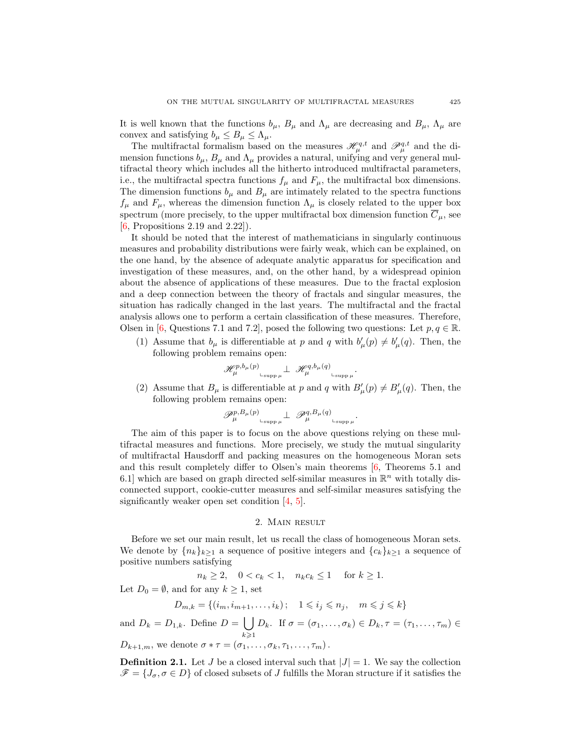It is well known that the functions $b_\mu$, $B_\mu$ and $\Lambda_\mu$ are decreasing and $B_\mu$, $\Lambda_\mu$ are convex and satisfying $b_\mu \le B_\mu \le \Lambda_\mu$.

The multifractal formalism based on the measures $\mathscr{H}_\mu^{q,t}$ and $\mathscr{P}_\mu^{q,t}$ and the dimension functions $b_\mu$, $B_\mu$ and $\Lambda_\mu$ provides a natural, unifying and very general multifractal theory which includes all the hitherto introduced multifractal parameters, i.e., the multifractal spectra functions $f_\mu$ and $F_\mu$, the multifractal box dimensions. The dimension functions $b_\mu$ and $B_\mu$ are intimately related to the spectra functions $f_\mu$ and $F_\mu$, whereas the dimension function $\Lambda_\mu$ is closely related to the upper box spectrum (more precisely, to the upper multifractal box dimension function $\overline{C}_\mu$, see [6, Propositions 2.19 and 2.22]).

It should be noted that the interest of mathematicians in singularly continuous measures and probability distributions were fairly weak, which can be explained, on the one hand, by the absence of adequate analytic apparatus for specification and investigation of these measures, and, on the other hand, by a widespread opinion about the absence of applications of these measures. Due to the fractal explosion and a deep connection between the theory of fractals and singular measures, the situation has radically changed in the last years. The multifractal and the fractal analysis allows one to perform a certain classification of these measures. Therefore, Olsen in [6, Questions 7.1 and 7.2], posed the following two questions: Let $p, q \in \mathbb{R}$.

(1) Assume that $b_\mu$ is differentiable at $p$ and $q$ with $b'_\mu(p) \neq b'_\mu(q)$. Then, the following problem remains open:
$$\mathscr{H}_\mu^{p,b_\mu(p)}\llcorner_{\operatorname{supp}\mu} \perp \mathscr{H}_\mu^{q,b_\mu(q)}\llcorner_{\operatorname{supp}\mu}.$$

(2) Assume that $B_\mu$ is differentiable at $p$ and $q$ with $B'_\mu(p) \neq B'_\mu(q)$. Then, the following problem remains open:
$$\mathscr{P}_\mu^{p,B_\mu(p)}\llcorner_{\operatorname{supp}\mu} \perp \mathscr{P}_\mu^{q,B_\mu(q)}\llcorner_{\operatorname{supp}\mu}.$$

The aim of this paper is to focus on the above questions relying on these multifractal measures and functions. More precisely, we study the mutual singularity of multifractal Hausdorff and packing measures on the homogeneous Moran sets and this result completely differ to Olsen's main theorems [6, Theorems 5.1 and 6.1] which are based on graph directed self-similar measures in $\mathbb{R}^n$ with totally disconnected support, cookie-cutter measures and self-similar measures satisfying the significantly weaker open set condition [4, 5].

## 2. Main result

Before we set our main result, let us recall the class of homogeneous Moran sets. We denote by $\{n_k\}_{k\ge 1}$ a sequence of positive integers and $\{c_k\}_{k\ge 1}$ a sequence of positive numbers satisfying
$$n_k \ge 2, \quad 0 < c_k < 1, \quad n_k c_k \le 1 \quad \text{for } k \ge 1.$$
Let $D_0 = \emptyset$, and for any $k \ge 1$, set
$$D_{m,k} = \{(i_m, i_{m+1}, \dots, i_k)\,; \quad 1 \leqslant i_j \leqslant n_j, \quad m \leqslant j \leqslant k\}$$
and $D_k = D_{1,k}$. Define $D = \bigcup_{k\geqslant 1} D_k$. If $\sigma = (\sigma_1, \dots, \sigma_k) \in D_k, \tau = (\tau_1, \dots, \tau_m) \in D_{k+1,m}$, we denote $\sigma * \tau = (\sigma_1, \dots, \sigma_k, \tau_1, \dots, \tau_m)$.

**Definition 2.1.** Let $J$ be a closed interval such that $|J| = 1$. We say the collection $\mathscr{F} = \{J_\sigma, \sigma \in D\}$ of closed subsets of $J$ fulfills the Moran structure if it satisfies the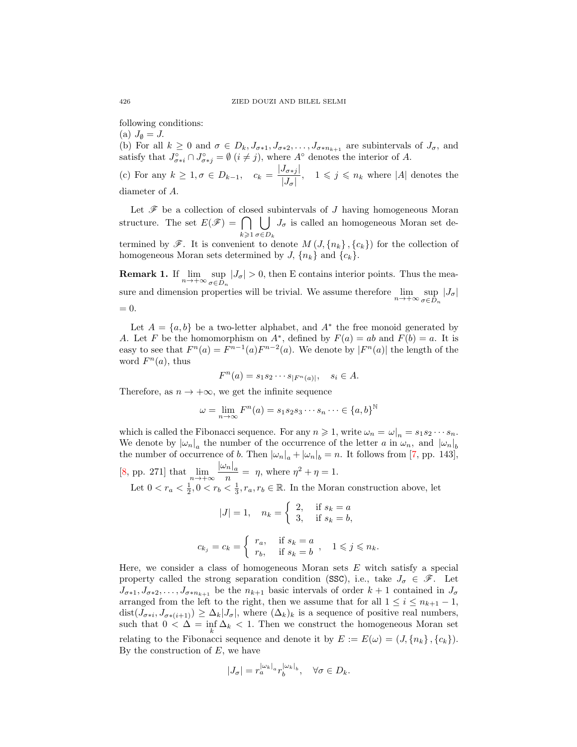following conditions:
(a) $J_\emptyset = J$.
(b) For all $k \geq 0$ and $\sigma \in D_k, J_{\sigma*1}, J_{\sigma*2}, \ldots, J_{\sigma*n_{k+1}}$ are subintervals of $J_\sigma$, and satisfy that $J^\circ_{\sigma*i} \cap J^\circ_{\sigma*j} = \emptyset$ $(i \neq j)$, where $A^\circ$ denotes the interior of $A$.
(c) For any $k \geq 1, \sigma \in D_{k-1}$, $\quad c_k = \dfrac{|J_{\sigma*j}|}{|J_\sigma|}, \quad 1 \leqslant j \leqslant n_k$ where $|A|$ denotes the diameter of $A$.

Let $\mathscr{F}$ be a collection of closed subintervals of $J$ having homogeneous Moran structure. The set $E(\mathscr{F}) = \bigcap_{k \geqslant 1} \bigcup_{\sigma \in D_k} J_\sigma$ is called an homogeneous Moran set determined by $\mathscr{F}$. It is convenient to denote $M(J, \{n_k\}, \{c_k\})$ for the collection of homogeneous Moran sets determined by $J$, $\{n_k\}$ and $\{c_k\}$.

**Remark 1.** If $\lim_{n \to +\infty} \sup_{\sigma \in D_n} |J_\sigma| > 0$, then E contains interior points. Thus the measure and dimension properties will be trivial. We assume therefore $\lim_{n \to +\infty} \sup_{\sigma \in D_n} |J_\sigma| = 0$.

Let $A = \{a, b\}$ be a two-letter alphabet, and $A^*$ the free monoid generated by $A$. Let $F$ be the homomorphism on $A^*$, defined by $F(a) = ab$ and $F(b) = a$. It is easy to see that $F^n(a) = F^{n-1}(a)F^{n-2}(a)$. We denote by $|F^n(a)|$ the length of the word $F^n(a)$, thus

$$F^n(a) = s_1 s_2 \cdots s_{|F^n(a)|}, \quad s_i \in A.$$

Therefore, as $n \to +\infty$, we get the infinite sequence

$$\omega = \lim_{n \to \infty} F^n(a) = s_1 s_2 s_3 \cdots s_n \cdots \in \{a, b\}^{\mathbb{N}}$$

which is called the Fibonacci sequence. For any $n \geqslant 1$, write $\omega_n = \omega|_n = s_1 s_2 \cdots s_n$. We denote by $|\omega_n|_a$ the number of the occurrence of the letter $a$ in $\omega_n$, and $|\omega_n|_b$ the number of occurrence of $b$. Then $|\omega_n|_a + |\omega_n|_b = n$. It follows from [7, pp. 143], [8, pp. 271] that $\lim_{n \to +\infty} \dfrac{|\omega_n|_a}{n} = \eta$, where $\eta^2 + \eta = 1$.

Let $0 < r_a < \frac{1}{2}, 0 < r_b < \frac{1}{3}, r_a, r_b \in \mathbb{R}$. In the Moran construction above, let

$$|J| = 1, \quad n_k = \begin{cases} 2, & \text{if } s_k = a \\ 3, & \text{if } s_k = b, \end{cases}$$

$$c_{k_j} = c_k = \begin{cases} r_a, & \text{if } s_k = a \\ r_b, & \text{if } s_k = b \end{cases}, \quad 1 \leqslant j \leqslant n_k.$$

Here, we consider a class of homogeneous Moran sets $E$ witch satisfy a special property called the strong separation condition (SSC), i.e., take $J_\sigma \in \mathscr{F}$. Let $J_{\sigma*1}, J_{\sigma*2}, \ldots, J_{\sigma*n_{k+1}}$ be the $n_{k+1}$ basic intervals of order $k+1$ contained in $J_\sigma$ arranged from the left to the right, then we assume that for all $1 \leq i \leq n_{k+1} - 1$, $\operatorname{dist}(J_{\sigma*i}, J_{\sigma*(i+1)}) \geq \Delta_k |J_\sigma|$, where $(\Delta_k)_k$ is a sequence of positive real numbers, such that $0 < \Delta = \inf_k \Delta_k < 1$. Then we construct the homogeneous Moran set relating to the Fibonacci sequence and denote it by $E := E(\omega) = (J, \{n_k\}, \{c_k\})$. By the construction of $E$, we have

$$|J_\sigma| = r_a^{|\omega_k|_a} r_b^{|\omega_k|_b}, \quad \forall \sigma \in D_k.$$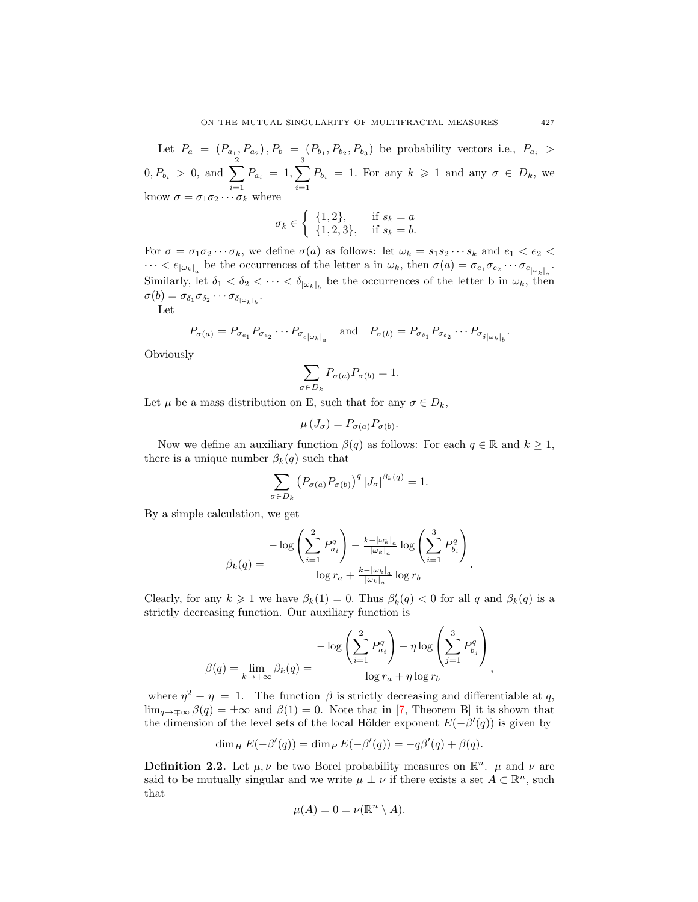Let $P_a = (P_{a_1}, P_{a_2}), P_b = (P_{b_1}, P_{b_2}, P_{b_3})$ be probability vectors i.e., $P_{a_i} > 0, P_{b_i} > 0$, and $\sum_{i=1}^{2} P_{a_i} = 1, \sum_{i=1}^{3} P_{b_i} = 1$. For any $k \geqslant 1$ and any $\sigma \in D_k$, we know $\sigma = \sigma_1\sigma_2\cdots\sigma_k$ where

$$\sigma_k \in \begin{cases} \{1,2\}, & \text{if } s_k = a \\ \{1,2,3\}, & \text{if } s_k = b. \end{cases}$$

For $\sigma = \sigma_1\sigma_2\cdots\sigma_k$, we define $\sigma(a)$ as follows: let $\omega_k = s_1s_2\cdots s_k$ and $e_1 < e_2 < \cdots < e_{|\omega_k|_a}$ be the occurrences of the letter a in $\omega_k$, then $\sigma(a) = \sigma_{e_1}\sigma_{e_2}\cdots\sigma_{e_{|\omega_k|_a}}$. Similarly, let $\delta_1 < \delta_2 < \cdots < \delta_{|\omega_k|_b}$ be the occurrences of the letter b in $\omega_k$, then $\sigma(b) = \sigma_{\delta_1}\sigma_{\delta_2}\cdots\sigma_{\delta_{|\omega_k|_b}}$.

Let

$$P_{\sigma(a)} = P_{\sigma_{e_1}}P_{\sigma_{e_2}}\cdots P_{\sigma_{e_{|\omega_k|_a}}} \quad \text{and} \quad P_{\sigma(b)} = P_{\sigma_{\delta_1}}P_{\sigma_{\delta_2}}\cdots P_{\sigma_{\delta_{|\omega_k|_b}}}.$$

Obviously

$$\sum_{\sigma \in D_k} P_{\sigma(a)}P_{\sigma(b)} = 1.$$

Let $\mu$ be a mass distribution on E, such that for any $\sigma \in D_k$,

$$\mu(J_\sigma) = P_{\sigma(a)}P_{\sigma(b)}.$$

Now we define an auxiliary function $\beta(q)$ as follows: For each $q \in \mathbb{R}$ and $k \geq 1$, there is a unique number $\beta_k(q)$ such that

$$\sum_{\sigma \in D_k} \left(P_{\sigma(a)}P_{\sigma(b)}\right)^q |J_\sigma|^{\beta_k(q)} = 1.$$

By a simple calculation, we get

$$\beta_k(q) = \frac{-\log\left(\sum_{i=1}^{2} P_{a_i}^q\right) - \frac{k-|\omega_k|_a}{|\omega_k|_a}\log\left(\sum_{i=1}^{3} P_{b_i}^q\right)}{\log r_a + \frac{k-|\omega_k|_a}{|\omega_k|_a}\log r_b}.$$

Clearly, for any $k \geqslant 1$ we have $\beta_k(1) = 0$. Thus $\beta_k'(q) < 0$ for all $q$ and $\beta_k(q)$ is a strictly decreasing function. Our auxiliary function is

$$\beta(q) = \lim_{k\to+\infty}\beta_k(q) = \frac{-\log\left(\sum_{i=1}^{2} P_{a_i}^q\right) - \eta\log\left(\sum_{j=1}^{3} P_{b_j}^q\right)}{\log r_a + \eta\log r_b},$$

where $\eta^2 + \eta = 1$. The function $\beta$ is strictly decreasing and differentiable at $q$, $\lim_{q\to\mp\infty}\beta(q) = \pm\infty$ and $\beta(1) = 0$. Note that in [7, Theorem B] it is shown that the dimension of the level sets of the local Hölder exponent $E(-\beta'(q))$ is given by

$$\dim_H E(-\beta'(q)) = \dim_P E(-\beta'(q)) = -q\beta'(q) + \beta(q).$$

**Definition 2.2.** Let $\mu, \nu$ be two Borel probability measures on $\mathbb{R}^n$. $\mu$ and $\nu$ are said to be mutually singular and we write $\mu \perp \nu$ if there exists a set $A \subset \mathbb{R}^n$, such that

$$\mu(A) = 0 = \nu(\mathbb{R}^n \setminus A).$$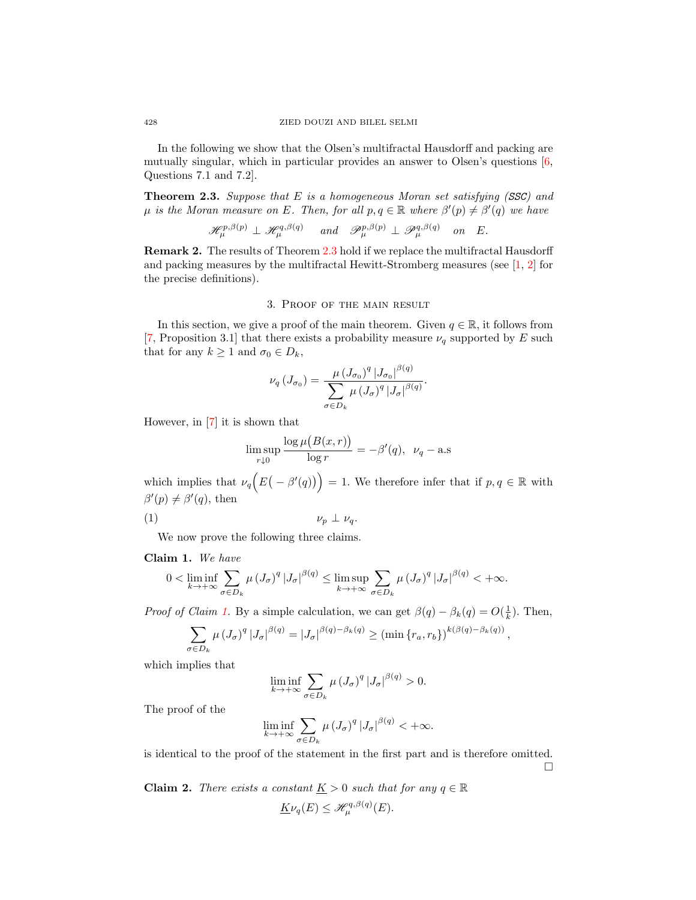In the following we show that the Olsen's multifractal Hausdorff and packing are mutually singular, which in particular provides an answer to Olsen's questions [6, Questions 7.1 and 7.2].

**Theorem 2.3.** *Suppose that $E$ is a homogeneous Moran set satisfying (SSC) and $\mu$ is the Moran measure on $E$. Then, for all $p, q \in \mathbb{R}$ where $\beta'(p) \neq \beta'(q)$ we have*

$$\mathscr{H}_{\mu}^{p,\beta(p)} \perp \mathscr{H}_{\mu}^{q,\beta(q)} \quad \text{and} \quad \mathscr{P}_{\mu}^{p,\beta(p)} \perp \mathscr{P}_{\mu}^{q,\beta(q)} \quad \text{on} \quad E.$$

**Remark 2.** The results of Theorem 2.3 hold if we replace the multifractal Hausdorff and packing measures by the multifractal Hewitt-Stromberg measures (see [1, 2] for the precise definitions).

## 3. Proof of the main result

In this section, we give a proof of the main theorem. Given $q \in \mathbb{R}$, it follows from [7, Proposition 3.1] that there exists a probability measure $\nu_q$ supported by $E$ such that for any $k \geq 1$ and $\sigma_0 \in D_k$,

$$\nu_q\left(J_{\sigma_0}\right) = \frac{\mu\left(J_{\sigma_0}\right)^q \left|J_{\sigma_0}\right|^{\beta(q)}}{\displaystyle\sum_{\sigma \in D_k} \mu\left(J_\sigma\right)^q \left|J_\sigma\right|^{\beta(q)}}.$$

However, in [7] it is shown that

$$\limsup_{r \downarrow 0} \frac{\log \mu\big(B(x,r)\big)}{\log r} = -\beta'(q), \quad \nu_q - \text{a.s}$$

which implies that $\nu_q\Big(E\big(-\beta'(q)\big)\Big) = 1$. We therefore infer that if $p, q \in \mathbb{R}$ with $\beta'(p) \neq \beta'(q)$, then

$$\nu_p \perp \nu_q. \tag{1}$$

We now prove the following three claims.

**Claim 1.** *We have*

$$0 < \liminf_{k \to +\infty} \sum_{\sigma \in D_k} \mu\left(J_\sigma\right)^q \left|J_\sigma\right|^{\beta(q)} \leq \limsup_{k \to +\infty} \sum_{\sigma \in D_k} \mu\left(J_\sigma\right)^q \left|J_\sigma\right|^{\beta(q)} < +\infty.$$

*Proof of Claim 1.* By a simple calculation, we can get $\beta(q) - \beta_k(q) = O(\frac{1}{k})$. Then,

$$\sum_{\sigma \in D_k} \mu\left(J_\sigma\right)^q \left|J_\sigma\right|^{\beta(q)} = \left|J_\sigma\right|^{\beta(q) - \beta_k(q)} \geq \left(\min\left\{r_a, r_b\right\}\right)^{k(\beta(q) - \beta_k(q))},$$

which implies that

$$\liminf_{k \to +\infty} \sum_{\sigma \in D_k} \mu\left(J_\sigma\right)^q \left|J_\sigma\right|^{\beta(q)} > 0.$$

The proof of the

$$\liminf_{k \to +\infty} \sum_{\sigma \in D_k} \mu\left(J_\sigma\right)^q \left|J_\sigma\right|^{\beta(q)} < +\infty.$$

is identical to the proof of the statement in the first part and is therefore omitted. ☐

**Claim 2.** *There exists a constant $\underline{K} > 0$ such that for any $q \in \mathbb{R}$*

$$\underline{K}\nu_q(E) \leq \mathscr{H}_{\mu}^{q,\beta(q)}(E).$$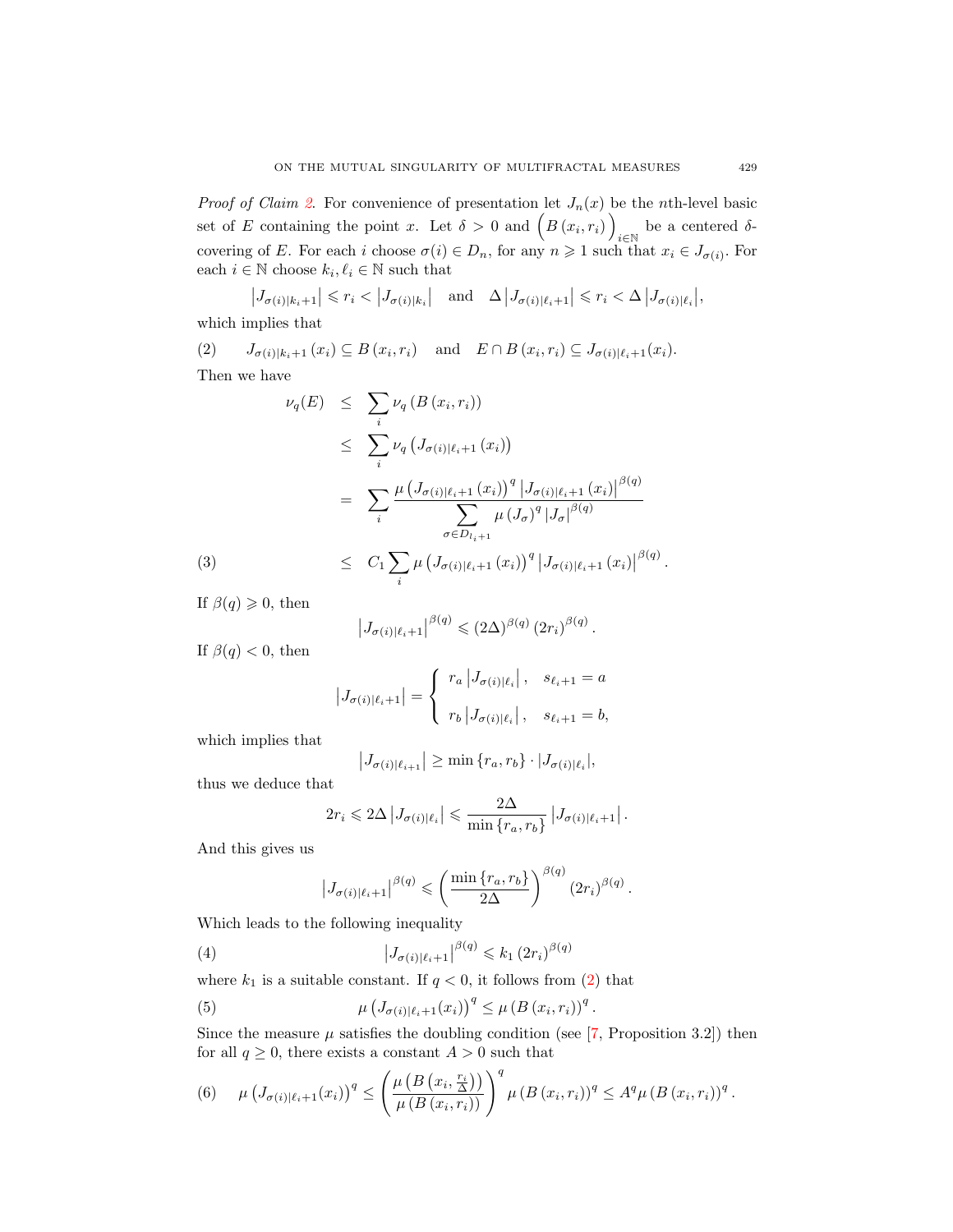*Proof of Claim 2.* For convenience of presentation let $J_n(x)$ be the $n$th-level basic set of $E$ containing the point $x$. Let $\delta > 0$ and $\Big(B(x_i, r_i)\Big)_{i\in\mathbb{N}}$ be a centered $\delta$-covering of $E$. For each $i$ choose $\sigma(i) \in D_n$, for any $n \geqslant 1$ such that $x_i \in J_{\sigma(i)}$. For each $i \in \mathbb{N}$ choose $k_i, \ell_i \in \mathbb{N}$ such that

$$\left|J_{\sigma(i)|k_i+1}\right| \leqslant r_i < \left|J_{\sigma(i)|k_i}\right| \quad \text{and} \quad \Delta\left|J_{\sigma(i)|\ell_i+1}\right| \leqslant r_i < \Delta\left|J_{\sigma(i)|\ell_i}\right|,$$

which implies that

$$J_{\sigma(i)|k_i+1}(x_i) \subseteq B(x_i, r_i) \quad \text{and} \quad E \cap B(x_i, r_i) \subseteq J_{\sigma(i)|\ell_i+1}(x_i). \tag{2}$$

Then we have

$$\begin{aligned}
\nu_q(E) &\leq \sum_i \nu_q\left(B(x_i, r_i)\right) \\
&\leq \sum_i \nu_q\left(J_{\sigma(i)|\ell_i+1}(x_i)\right) \\
&= \sum_i \frac{\mu\left(J_{\sigma(i)|\ell_i+1}(x_i)\right)^q \left|J_{\sigma(i)|\ell_i+1}(x_i)\right|^{\beta(q)}}{\displaystyle\sum_{\sigma\in D_{l_i+1}} \mu\left(J_\sigma\right)^q \left|J_\sigma\right|^{\beta(q)}} \\
&\leq C_1 \sum_i \mu\left(J_{\sigma(i)|\ell_i+1}(x_i)\right)^q \left|J_{\sigma(i)|\ell_i+1}(x_i)\right|^{\beta(q)}.
\end{aligned} \tag{3}$$

If $\beta(q) \geqslant 0$, then

$$\left|J_{\sigma(i)|\ell_i+1}\right|^{\beta(q)} \leqslant (2\Delta)^{\beta(q)} (2r_i)^{\beta(q)}.$$

If $\beta(q) < 0$, then

$$\left|J_{\sigma(i)|\ell_i+1}\right| = \begin{cases} r_a\left|J_{\sigma(i)|\ell_i}\right|, & s_{\ell_i+1} = a \\[2mm] r_b\left|J_{\sigma(i)|\ell_i}\right|, & s_{\ell_i+1} = b, \end{cases}$$

which implies that

$$\left|J_{\sigma(i)|\ell_{i+1}}\right| \geq \min\{r_a, r_b\} \cdot \left|J_{\sigma(i)|\ell_i}\right|,$$

thus we deduce that

$$2r_i \leqslant 2\Delta\left|J_{\sigma(i)|\ell_i}\right| \leqslant \frac{2\Delta}{\min\{r_a, r_b\}}\left|J_{\sigma(i)|\ell_i+1}\right|.$$

And this gives us

$$\left|J_{\sigma(i)|\ell_i+1}\right|^{\beta(q)} \leqslant \left(\frac{\min\{r_a, r_b\}}{2\Delta}\right)^{\beta(q)} (2r_i)^{\beta(q)}.$$

Which leads to the following inequality

$$\left|J_{\sigma(i)|\ell_i+1}\right|^{\beta(q)} \leqslant k_1 (2r_i)^{\beta(q)} \tag{4}$$

where $k_1$ is a suitable constant. If $q < 0$, it follows from (2) that

$$\mu\left(J_{\sigma(i)|\ell_i+1}(x_i)\right)^q \leq \mu\left(B(x_i, r_i)\right)^q. \tag{5}$$

Since the measure $\mu$ satisfies the doubling condition (see [7, Proposition 3.2]) then for all $q \geq 0$, there exists a constant $A > 0$ such that

$$\mu\left(J_{\sigma(i)|\ell_i+1}(x_i)\right)^q \leq \left(\frac{\mu\left(B\left(x_i, \frac{r_i}{\Delta}\right)\right)}{\mu\left(B(x_i, r_i)\right)}\right)^q \mu\left(B(x_i, r_i)\right)^q \leq A^q \mu\left(B(x_i, r_i)\right)^q. \tag{6}$$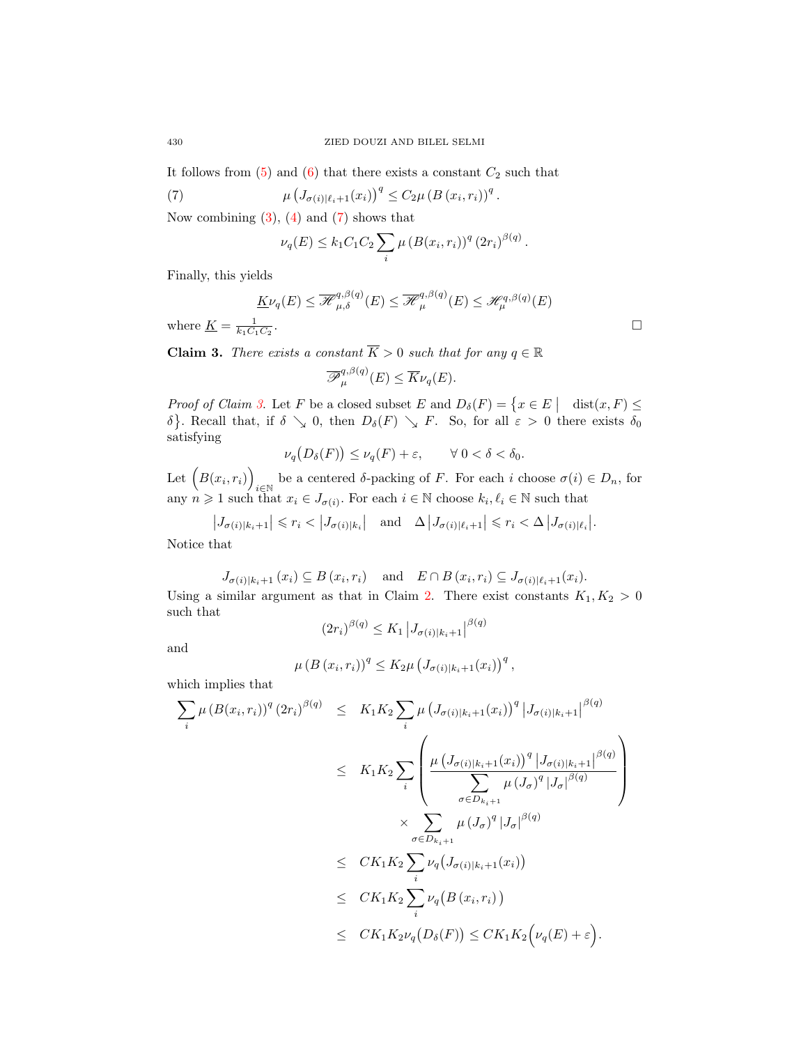It follows from (5) and (6) that there exists a constant $C_2$ such that

$$\mu\left(J_{\sigma(i)|\ell_i+1}(x_i)\right)^q \leq C_2 \mu\left(B\left(x_i, r_i\right)\right)^q. \tag{7}$$

Now combining (3), (4) and (7) shows that

$$\nu_q(E) \leq k_1 C_1 C_2 \sum_i \mu\left(B(x_i, r_i)\right)^q (2r_i)^{\beta(q)}.$$

Finally, this yields

$$\underline{K}\nu_q(E) \leq \overline{\mathscr{H}}^{q,\beta(q)}_{\mu,\delta}(E) \leq \overline{\mathscr{H}}^{q,\beta(q)}_{\mu}(E) \leq \mathscr{H}^{q,\beta(q)}_{\mu}(E)$$

where $\underline{K} = \frac{1}{k_1 C_1 C_2}$. $\square$

**Claim 3.** *There exists a constant $\overline{K} > 0$ such that for any $q \in \mathbb{R}$*

$$\overline{\mathscr{P}}^{q,\beta(q)}_{\mu}(E) \leq \overline{K}\nu_q(E).$$

*Proof of Claim 3.* Let $F$ be a closed subset $E$ and $D_\delta(F) = \left\{x \in E \;\middle|\; \operatorname{dist}(x, F) \leq \delta\right\}$. Recall that, if $\delta \searrow 0$, then $D_\delta(F) \searrow F$. So, for all $\varepsilon > 0$ there exists $\delta_0$ satisfying

$$\nu_q\big(D_\delta(F)\big) \leq \nu_q(F) + \varepsilon, \qquad \forall\, 0 < \delta < \delta_0.$$

Let $\Big(B(x_i, r_i)\Big)_{i\in\mathbb{N}}$ be a centered $\delta$-packing of $F$. For each $i$ choose $\sigma(i) \in D_n$, for any $n \geqslant 1$ such that $x_i \in J_{\sigma(i)}$. For each $i \in \mathbb{N}$ choose $k_i, \ell_i \in \mathbb{N}$ such that

$$\left|J_{\sigma(i)|k_i+1}\right| \leqslant r_i < \left|J_{\sigma(i)|k_i}\right| \quad \text{and} \quad \Delta\left|J_{\sigma(i)|\ell_i+1}\right| \leqslant r_i < \Delta\left|J_{\sigma(i)|\ell_i}\right|.$$

Notice that

$$J_{\sigma(i)|k_i+1}\left(x_i\right) \subseteq B\left(x_i, r_i\right) \quad \text{and} \quad E \cap B\left(x_i, r_i\right) \subseteq J_{\sigma(i)|\ell_i+1}(x_i).$$

Using a similar argument as that in Claim 2. There exist constants $K_1, K_2 > 0$ such that

$$(2r_i)^{\beta(q)} \leq K_1\left|J_{\sigma(i)|k_i+1}\right|^{\beta(q)}$$

and

$$\mu\left(B\left(x_i, r_i\right)\right)^q \leq K_2 \mu\left(J_{\sigma(i)|k_i+1}(x_i)\right)^q,$$

which implies that

$$\begin{aligned}
\sum_i \mu\left(B(x_i, r_i)\right)^q (2r_i)^{\beta(q)} &\leq K_1 K_2 \sum_i \mu\left(J_{\sigma(i)|k_i+1}(x_i)\right)^q \left|J_{\sigma(i)|k_i+1}\right|^{\beta(q)} \\
&\leq K_1 K_2 \sum_i \left(\frac{\mu\left(J_{\sigma(i)|k_i+1}(x_i)\right)^q \left|J_{\sigma(i)|k_i+1}\right|^{\beta(q)}}{\displaystyle\sum_{\sigma \in D_{k_i+1}} \mu\left(J_\sigma\right)^q \left|J_\sigma\right|^{\beta(q)}}\right) \\
&\qquad \times \sum_{\sigma \in D_{k_i+1}} \mu\left(J_\sigma\right)^q \left|J_\sigma\right|^{\beta(q)} \\
&\leq C K_1 K_2 \sum_i \nu_q\big(J_{\sigma(i)|k_i+1}(x_i)\big) \\
&\leq C K_1 K_2 \sum_i \nu_q\big(B\left(x_i, r_i\right)\big) \\
&\leq C K_1 K_2 \nu_q\big(D_\delta(F)\big) \leq C K_1 K_2 \Big(\nu_q(E) + \varepsilon\Big).
\end{aligned}$$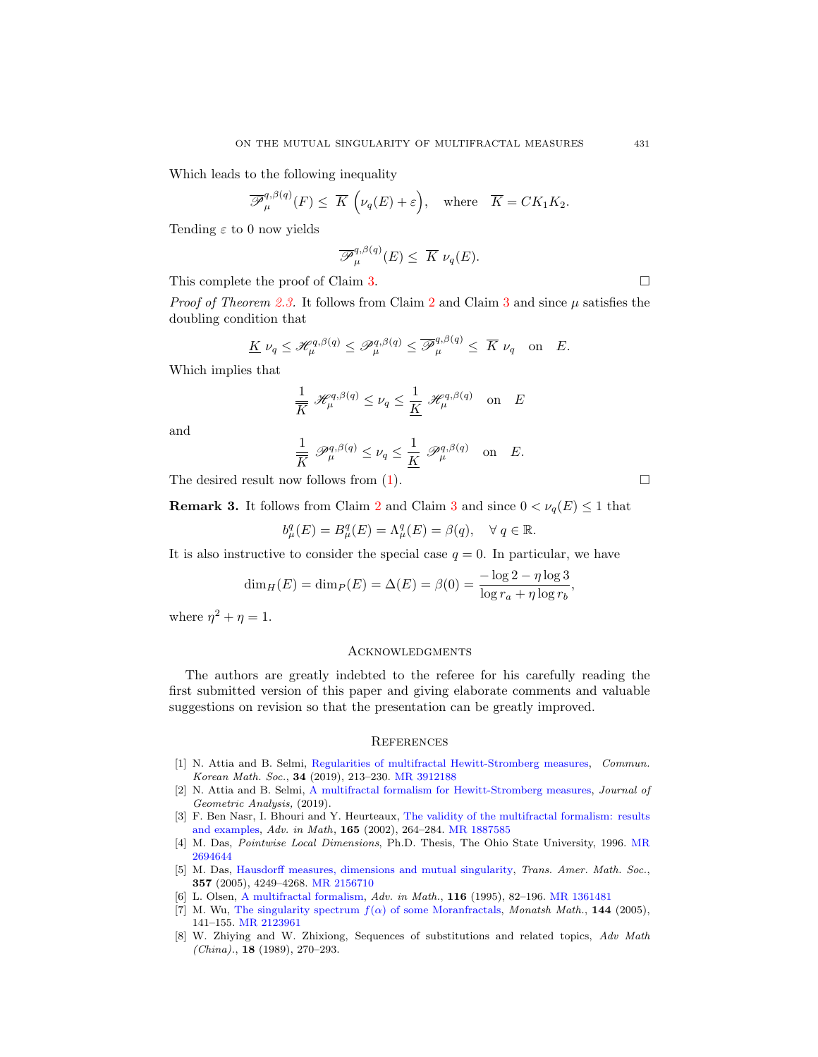Which leads to the following inequality

$$\overline{\mathscr{P}}_{\mu}^{q,\beta(q)}(F) \leq \overline{K} \left(\nu_q(E) + \varepsilon\right), \quad \text{where} \quad \overline{K} = CK_1K_2.$$

Tending $\varepsilon$ to 0 now yields

$$\overline{\mathscr{P}}_{\mu}^{q,\beta(q)}(E) \leq \overline{K} \, \nu_q(E).$$

This complete the proof of Claim 3. □

*Proof of Theorem 2.3.* It follows from Claim 2 and Claim 3 and since $\mu$ satisfies the doubling condition that

$$\underline{K} \, \nu_q \leq \mathscr{H}_{\mu}^{q,\beta(q)} \leq \mathscr{P}_{\mu}^{q,\beta(q)} \leq \overline{\mathscr{P}}_{\mu}^{q,\beta(q)} \leq \overline{K} \, \nu_q \quad \text{on} \quad E.$$

Which implies that

$$\frac{1}{\overline{K}} \, \mathscr{H}_{\mu}^{q,\beta(q)} \leq \nu_q \leq \frac{1}{\underline{K}} \, \mathscr{H}_{\mu}^{q,\beta(q)} \quad \text{on} \quad E$$

and

$$\frac{1}{\overline{K}} \, \mathscr{P}_{\mu}^{q,\beta(q)} \leq \nu_q \leq \frac{1}{\underline{K}} \, \mathscr{P}_{\mu}^{q,\beta(q)} \quad \text{on} \quad E.$$

The desired result now follows from (1). □

**Remark 3.** It follows from Claim 2 and Claim 3 and since $0 < \nu_q(E) \leq 1$ that

$$b_{\mu}^q(E) = B_{\mu}^q(E) = \Lambda_{\mu}^q(E) = \beta(q), \quad \forall \, q \in \mathbb{R}.$$

It is also instructive to consider the special case $q = 0$. In particular, we have

$$\dim_H(E) = \dim_P(E) = \Delta(E) = \beta(0) = \frac{-\log 2 - \eta \log 3}{\log r_a + \eta \log r_b},$$

where $\eta^2 + \eta = 1$.

## Acknowledgments

The authors are greatly indebted to the referee for his carefully reading the first submitted version of this paper and giving elaborate comments and valuable suggestions on revision so that the presentation can be greatly improved.

## References

[1] N. Attia and B. Selmi, Regularities of multifractal Hewitt-Stromberg measures, *Commun. Korean Math. Soc.*, **34** (2019), 213–230. MR 3912188

[2] N. Attia and B. Selmi, A multifractal formalism for Hewitt-Stromberg measures, *Journal of Geometric Analysis,* (2019).

[3] F. Ben Nasr, I. Bhouri and Y. Heurteaux, The validity of the multifractal formalism: results and examples, *Adv. in Math*, **165** (2002), 264–284. MR 1887585

[4] M. Das, *Pointwise Local Dimensions*, Ph.D. Thesis, The Ohio State University, 1996. MR 2694644

[5] M. Das, Hausdorff measures, dimensions and mutual singularity, *Trans. Amer. Math. Soc.*, **357** (2005), 4249–4268. MR 2156710

[6] L. Olsen, A multifractal formalism, *Adv. in Math.*, **116** (1995), 82–196. MR 1361481

[7] M. Wu, The singularity spectrum $f(\alpha)$ of some Moranfractals, *Monatsh Math.*, **144** (2005), 141–155. MR 2123961

[8] W. Zhiying and W. Zhixiong, Sequences of substitutions and related topics, *Adv Math (China).*, **18** (1989), 270–293.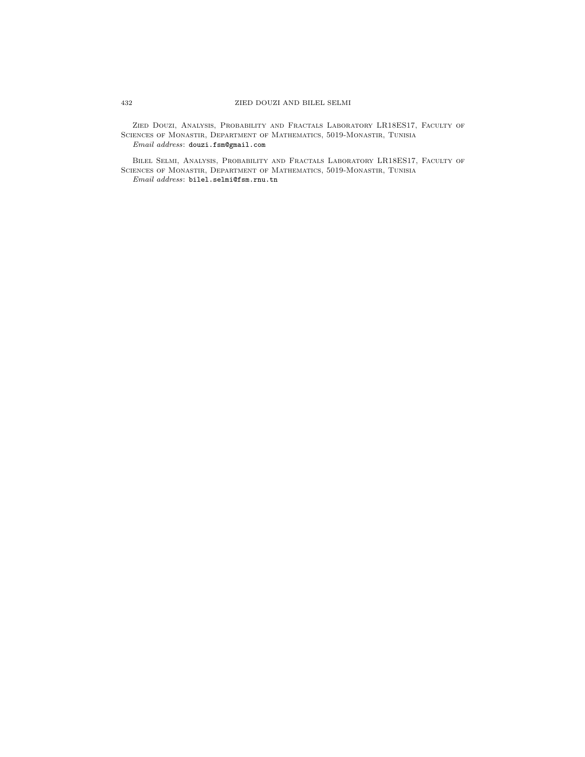Zied Douzi, Analysis, Probability and Fractals Laboratory LR18ES17, Faculty of Sciences of Monastir, Department of Mathematics, 5019-Monastir, Tunisia
*Email address*: douzi.fsm@gmail.com

Bilel Selmi, Analysis, Probability and Fractals Laboratory LR18ES17, Faculty of Sciences of Monastir, Department of Mathematics, 5019-Monastir, Tunisia
*Email address*: bilel.selmi@fsm.rnu.tn